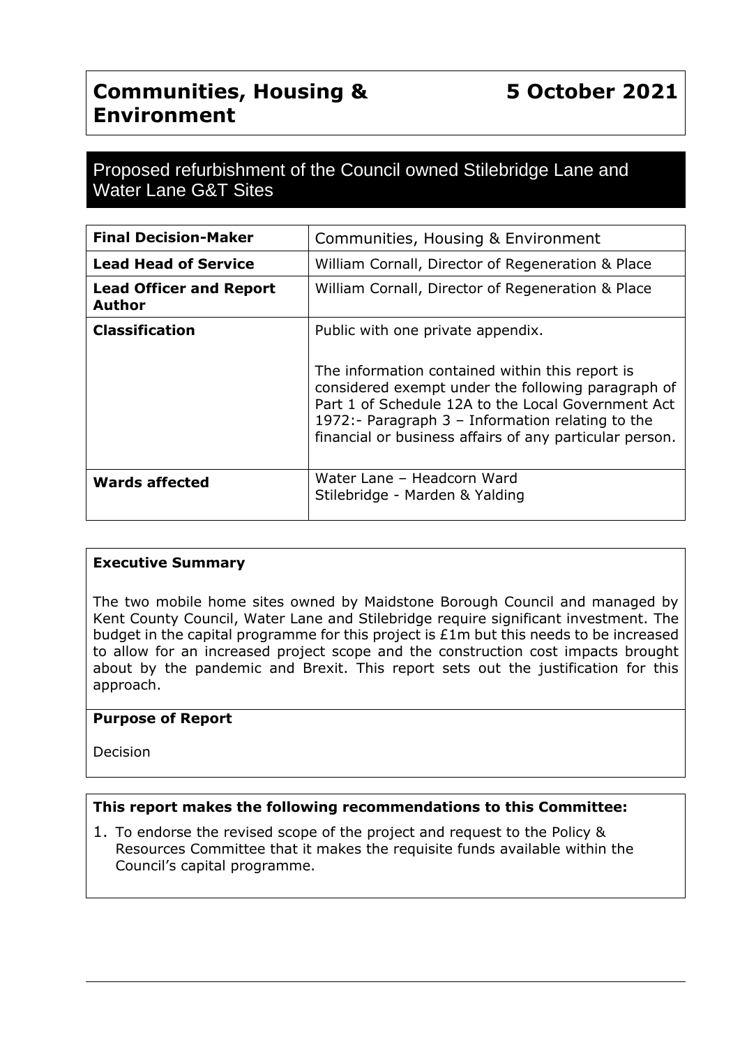# Communities, Housing & Environment

**5 October 2021**

## Proposed refurbishment of the Council owned Stilebridge Lane and Water Lane G&T Sites

| | |
|---|---|
| **Final Decision-Maker** | Communities, Housing & Environment |
| **Lead Head of Service** | William Cornall, Director of Regeneration & Place |
| **Lead Officer and Report Author** | William Cornall, Director of Regeneration & Place |
| **Classification** | Public with one private appendix.<br><br>The information contained within this report is considered exempt under the following paragraph of Part 1 of Schedule 12A to the Local Government Act 1972:- Paragraph 3 – Information relating to the financial or business affairs of any particular person. |
| **Wards affected** | Water Lane – Headcorn Ward<br>Stilebridge - Marden & Yalding |

**Executive Summary**

The two mobile home sites owned by Maidstone Borough Council and managed by Kent County Council, Water Lane and Stilebridge require significant investment. The budget in the capital programme for this project is £1m but this needs to be increased to allow for an increased project scope and the construction cost impacts brought about by the pandemic and Brexit. This report sets out the justification for this approach.

**Purpose of Report**

Decision

**This report makes the following recommendations to this Committee:**

1. To endorse the revised scope of the project and request to the Policy & Resources Committee that it makes the requisite funds available within the Council's capital programme.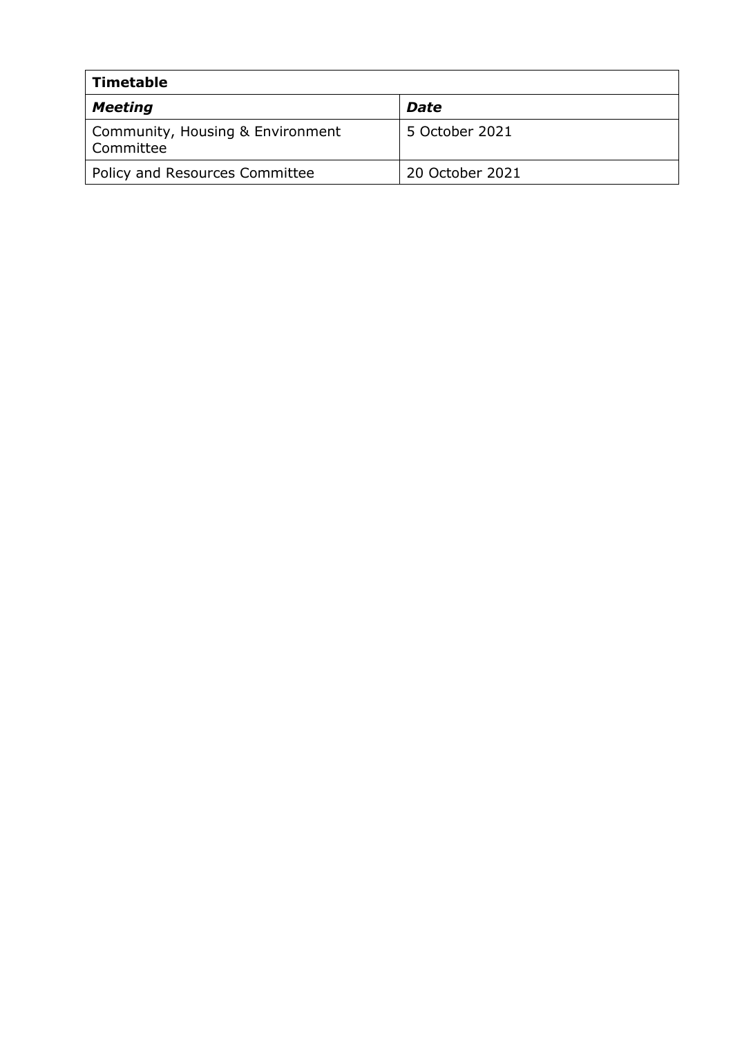| **Timetable** | |
|---|---|
| ***Meeting*** | ***Date*** |
| Community, Housing & Environment Committee | 5 October 2021 |
| Policy and Resources Committee | 20 October 2021 |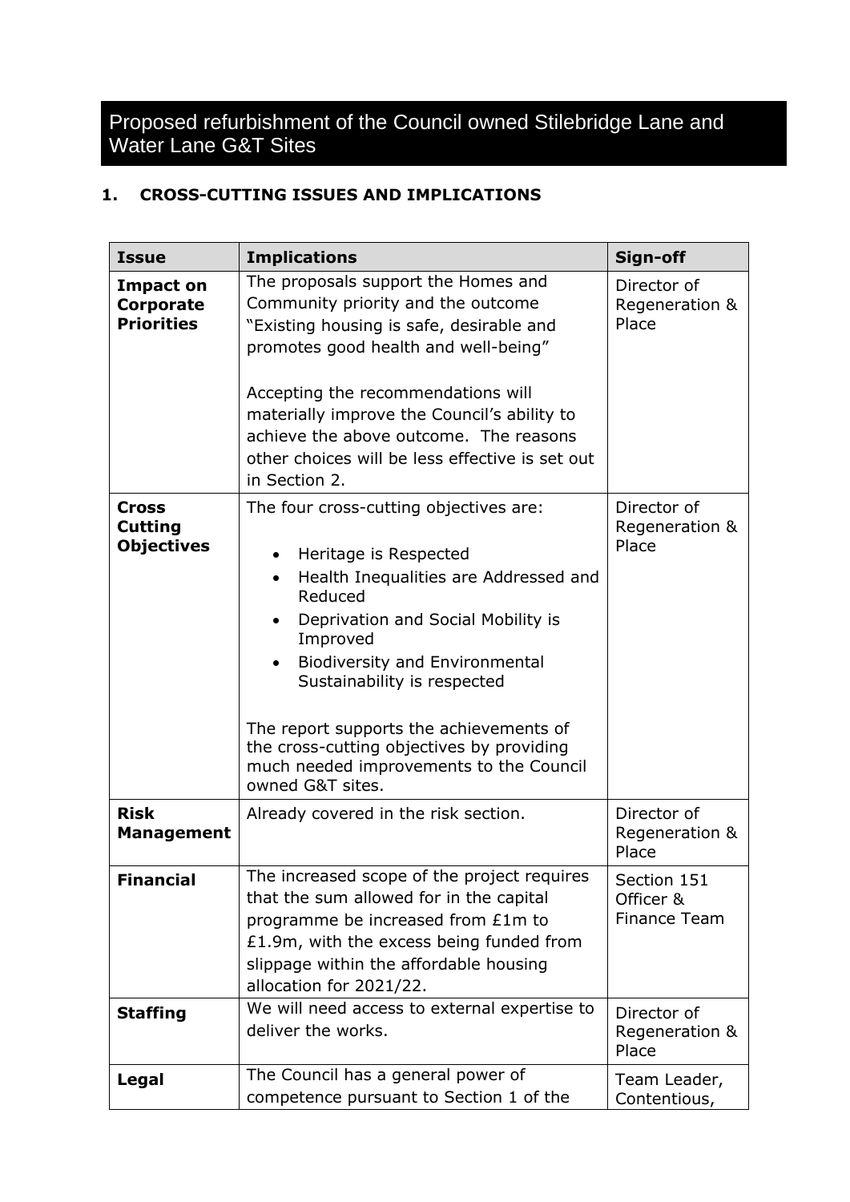# Proposed refurbishment of the Council owned Stilebridge Lane and Water Lane G&T Sites

## 1. CROSS-CUTTING ISSUES AND IMPLICATIONS

| Issue | Implications | Sign-off |
| --- | --- | --- |
| **Impact on Corporate Priorities** | The proposals support the Homes and Community priority and the outcome "Existing housing is safe, desirable and promotes good health and well-being"<br><br>Accepting the recommendations will materially improve the Council's ability to achieve the above outcome. The reasons other choices will be less effective is set out in Section 2. | Director of Regeneration & Place |
| **Cross Cutting Objectives** | The four cross-cutting objectives are:<br><br>• Heritage is Respected<br>• Health Inequalities are Addressed and Reduced<br>• Deprivation and Social Mobility is Improved<br>• Biodiversity and Environmental Sustainability is respected<br><br>The report supports the achievements of the cross-cutting objectives by providing much needed improvements to the Council owned G&T sites. | Director of Regeneration & Place |
| **Risk Management** | Already covered in the risk section. | Director of Regeneration & Place |
| **Financial** | The increased scope of the project requires that the sum allowed for in the capital programme be increased from £1m to £1.9m, with the excess being funded from slippage within the affordable housing allocation for 2021/22. | Section 151 Officer & Finance Team |
| **Staffing** | We will need access to external expertise to deliver the works. | Director of Regeneration & Place |
| **Legal** | The Council has a general power of competence pursuant to Section 1 of the | Team Leader, Contentious, |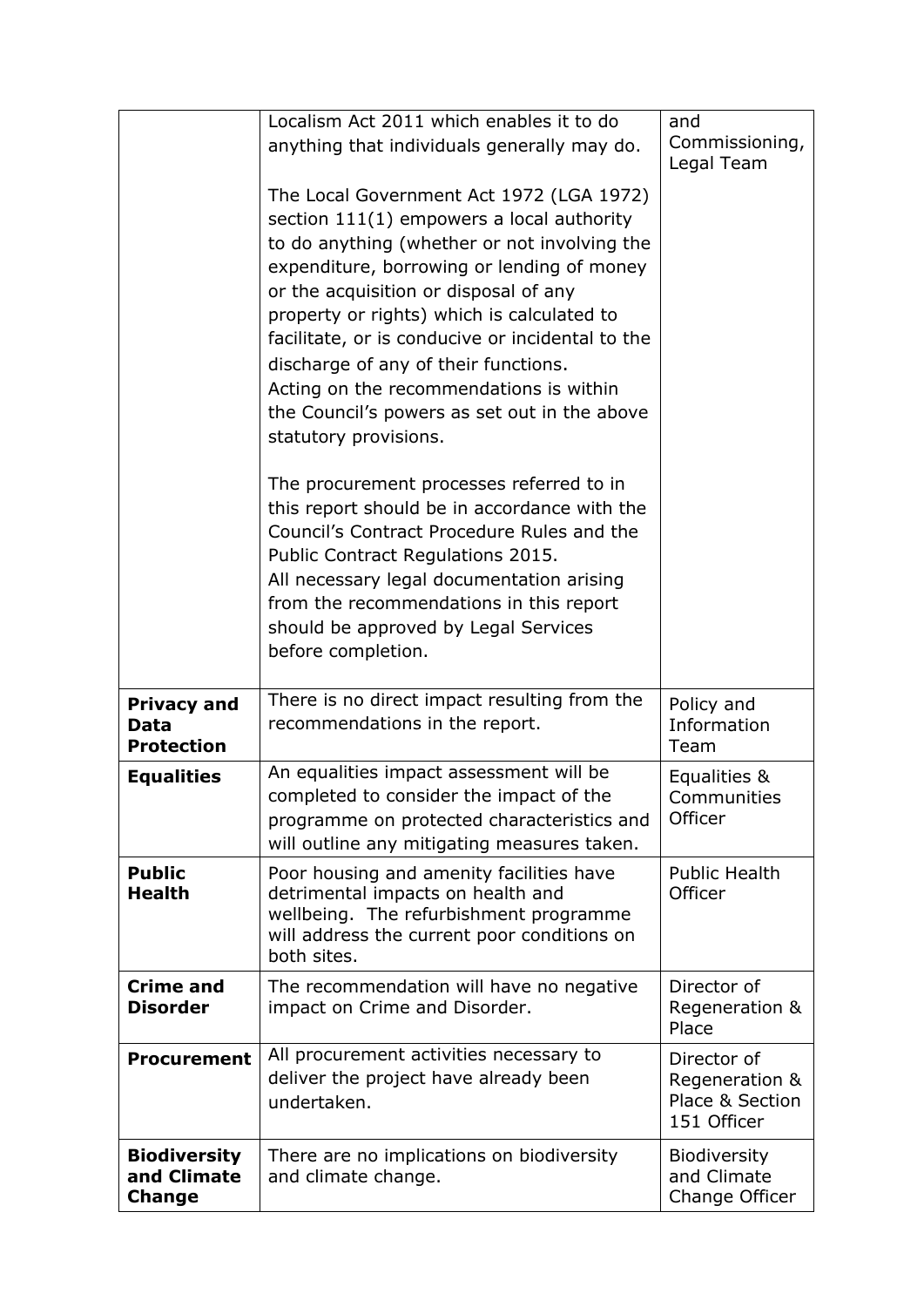| | | |
|---|---|---|
| | Localism Act 2011 which enables it to do anything that individuals generally may do.<br><br>The Local Government Act 1972 (LGA 1972) section 111(1) empowers a local authority to do anything (whether or not involving the expenditure, borrowing or lending of money or the acquisition or disposal of any property or rights) which is calculated to facilitate, or is conducive or incidental to the discharge of any of their functions.<br>Acting on the recommendations is within the Council's powers as set out in the above statutory provisions.<br><br>The procurement processes referred to in this report should be in accordance with the Council's Contract Procedure Rules and the Public Contract Regulations 2015.<br>All necessary legal documentation arising from the recommendations in this report should be approved by Legal Services before completion. | and Commissioning, Legal Team |
| **Privacy and Data Protection** | There is no direct impact resulting from the recommendations in the report. | Policy and Information Team |
| **Equalities** | An equalities impact assessment will be completed to consider the impact of the programme on protected characteristics and will outline any mitigating measures taken. | Equalities & Communities Officer |
| **Public Health** | Poor housing and amenity facilities have detrimental impacts on health and wellbeing. The refurbishment programme will address the current poor conditions on both sites. | Public Health Officer |
| **Crime and Disorder** | The recommendation will have no negative impact on Crime and Disorder. | Director of Regeneration & Place |
| **Procurement** | All procurement activities necessary to deliver the project have already been undertaken. | Director of Regeneration & Place & Section 151 Officer |
| **Biodiversity and Climate Change** | There are no implications on biodiversity and climate change. | Biodiversity and Climate Change Officer |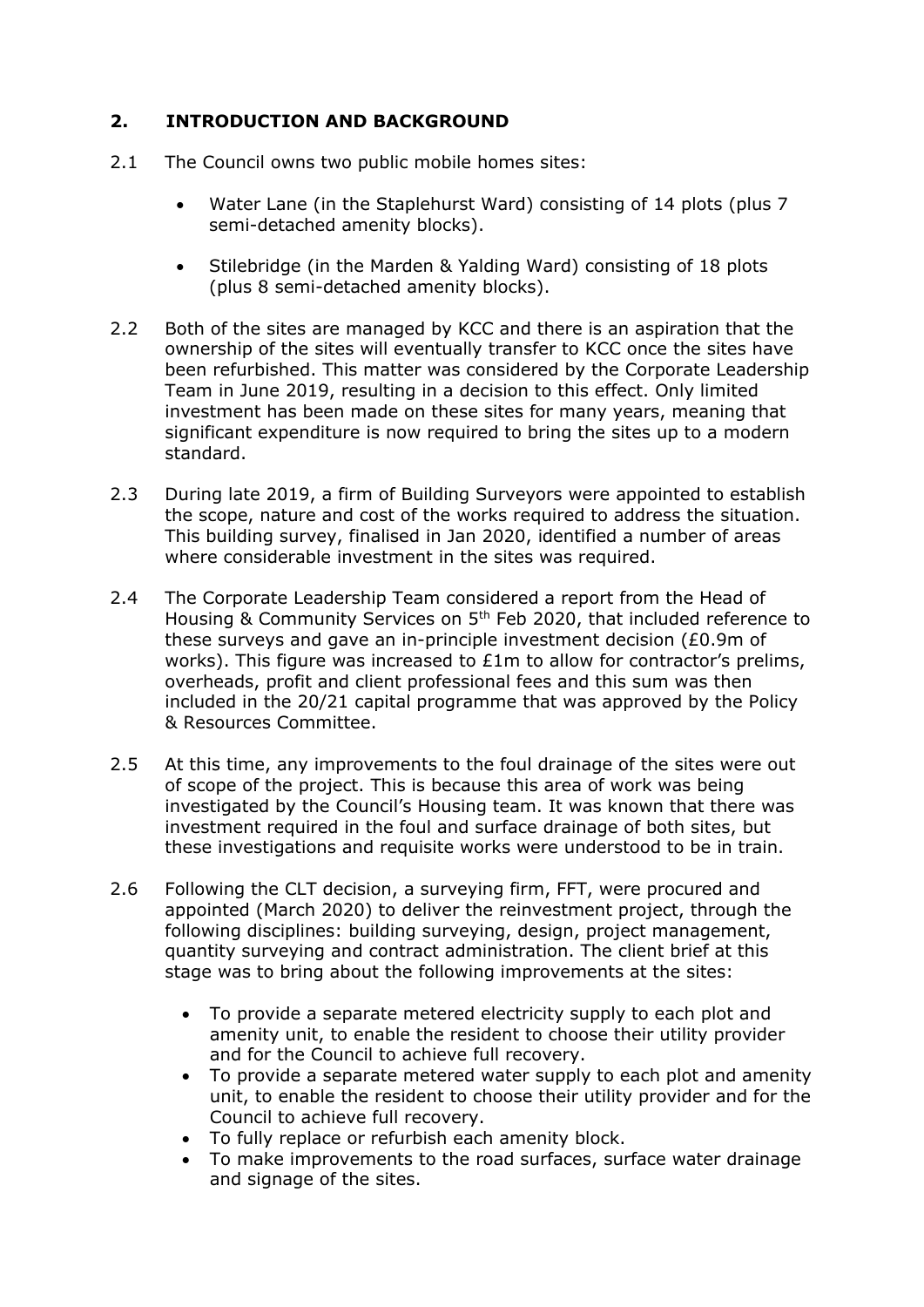## 2. INTRODUCTION AND BACKGROUND

2.1 The Council owns two public mobile homes sites:

- Water Lane (in the Staplehurst Ward) consisting of 14 plots (plus 7 semi-detached amenity blocks).
- Stilebridge (in the Marden & Yalding Ward) consisting of 18 plots (plus 8 semi-detached amenity blocks).

2.2 Both of the sites are managed by KCC and there is an aspiration that the ownership of the sites will eventually transfer to KCC once the sites have been refurbished. This matter was considered by the Corporate Leadership Team in June 2019, resulting in a decision to this effect. Only limited investment has been made on these sites for many years, meaning that significant expenditure is now required to bring the sites up to a modern standard.

2.3 During late 2019, a firm of Building Surveyors were appointed to establish the scope, nature and cost of the works required to address the situation. This building survey, finalised in Jan 2020, identified a number of areas where considerable investment in the sites was required.

2.4 The Corporate Leadership Team considered a report from the Head of Housing & Community Services on 5th Feb 2020, that included reference to these surveys and gave an in-principle investment decision (£0.9m of works). This figure was increased to £1m to allow for contractor's prelims, overheads, profit and client professional fees and this sum was then included in the 20/21 capital programme that was approved by the Policy & Resources Committee.

2.5 At this time, any improvements to the foul drainage of the sites were out of scope of the project. This is because this area of work was being investigated by the Council's Housing team. It was known that there was investment required in the foul and surface drainage of both sites, but these investigations and requisite works were understood to be in train.

2.6 Following the CLT decision, a surveying firm, FFT, were procured and appointed (March 2020) to deliver the reinvestment project, through the following disciplines: building surveying, design, project management, quantity surveying and contract administration. The client brief at this stage was to bring about the following improvements at the sites:

- To provide a separate metered electricity supply to each plot and amenity unit, to enable the resident to choose their utility provider and for the Council to achieve full recovery.
- To provide a separate metered water supply to each plot and amenity unit, to enable the resident to choose their utility provider and for the Council to achieve full recovery.
- To fully replace or refurbish each amenity block.
- To make improvements to the road surfaces, surface water drainage and signage of the sites.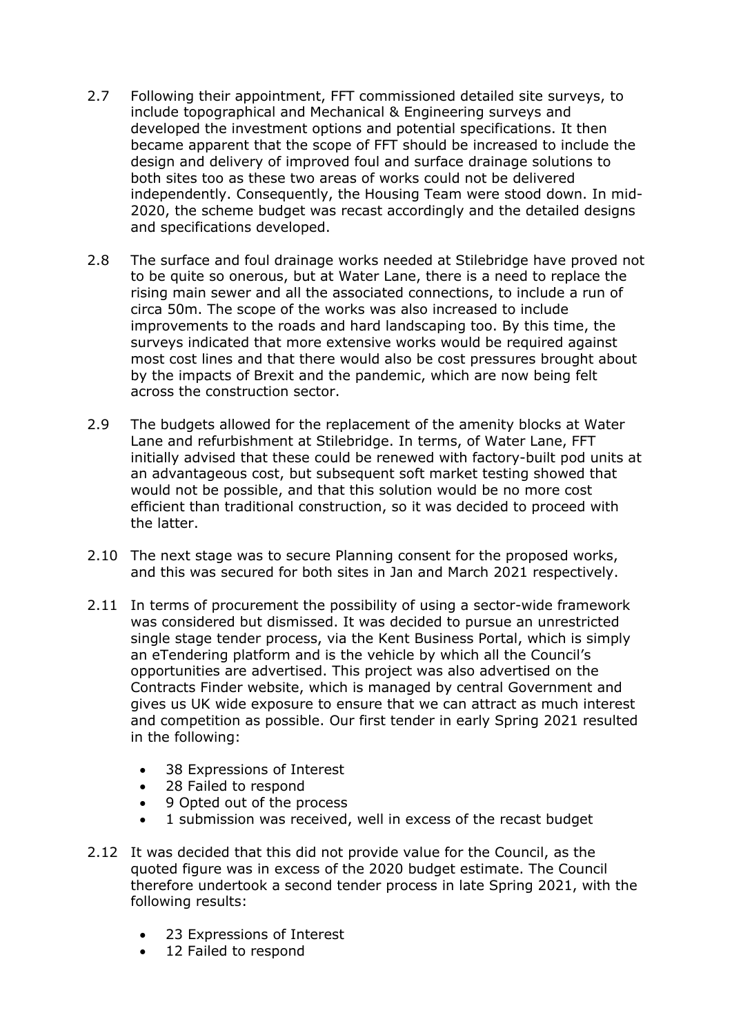2.7 Following their appointment, FFT commissioned detailed site surveys, to include topographical and Mechanical & Engineering surveys and developed the investment options and potential specifications. It then became apparent that the scope of FFT should be increased to include the design and delivery of improved foul and surface drainage solutions to both sites too as these two areas of works could not be delivered independently. Consequently, the Housing Team were stood down. In mid-2020, the scheme budget was recast accordingly and the detailed designs and specifications developed.

2.8 The surface and foul drainage works needed at Stilebridge have proved not to be quite so onerous, but at Water Lane, there is a need to replace the rising main sewer and all the associated connections, to include a run of circa 50m. The scope of the works was also increased to include improvements to the roads and hard landscaping too. By this time, the surveys indicated that more extensive works would be required against most cost lines and that there would also be cost pressures brought about by the impacts of Brexit and the pandemic, which are now being felt across the construction sector.

2.9 The budgets allowed for the replacement of the amenity blocks at Water Lane and refurbishment at Stilebridge. In terms, of Water Lane, FFT initially advised that these could be renewed with factory-built pod units at an advantageous cost, but subsequent soft market testing showed that would not be possible, and that this solution would be no more cost efficient than traditional construction, so it was decided to proceed with the latter.

2.10 The next stage was to secure Planning consent for the proposed works, and this was secured for both sites in Jan and March 2021 respectively.

2.11 In terms of procurement the possibility of using a sector-wide framework was considered but dismissed. It was decided to pursue an unrestricted single stage tender process, via the Kent Business Portal, which is simply an eTendering platform and is the vehicle by which all the Council's opportunities are advertised. This project was also advertised on the Contracts Finder website, which is managed by central Government and gives us UK wide exposure to ensure that we can attract as much interest and competition as possible. Our first tender in early Spring 2021 resulted in the following:

- 38 Expressions of Interest
- 28 Failed to respond
- 9 Opted out of the process
- 1 submission was received, well in excess of the recast budget

2.12 It was decided that this did not provide value for the Council, as the quoted figure was in excess of the 2020 budget estimate. The Council therefore undertook a second tender process in late Spring 2021, with the following results:

- 23 Expressions of Interest
- 12 Failed to respond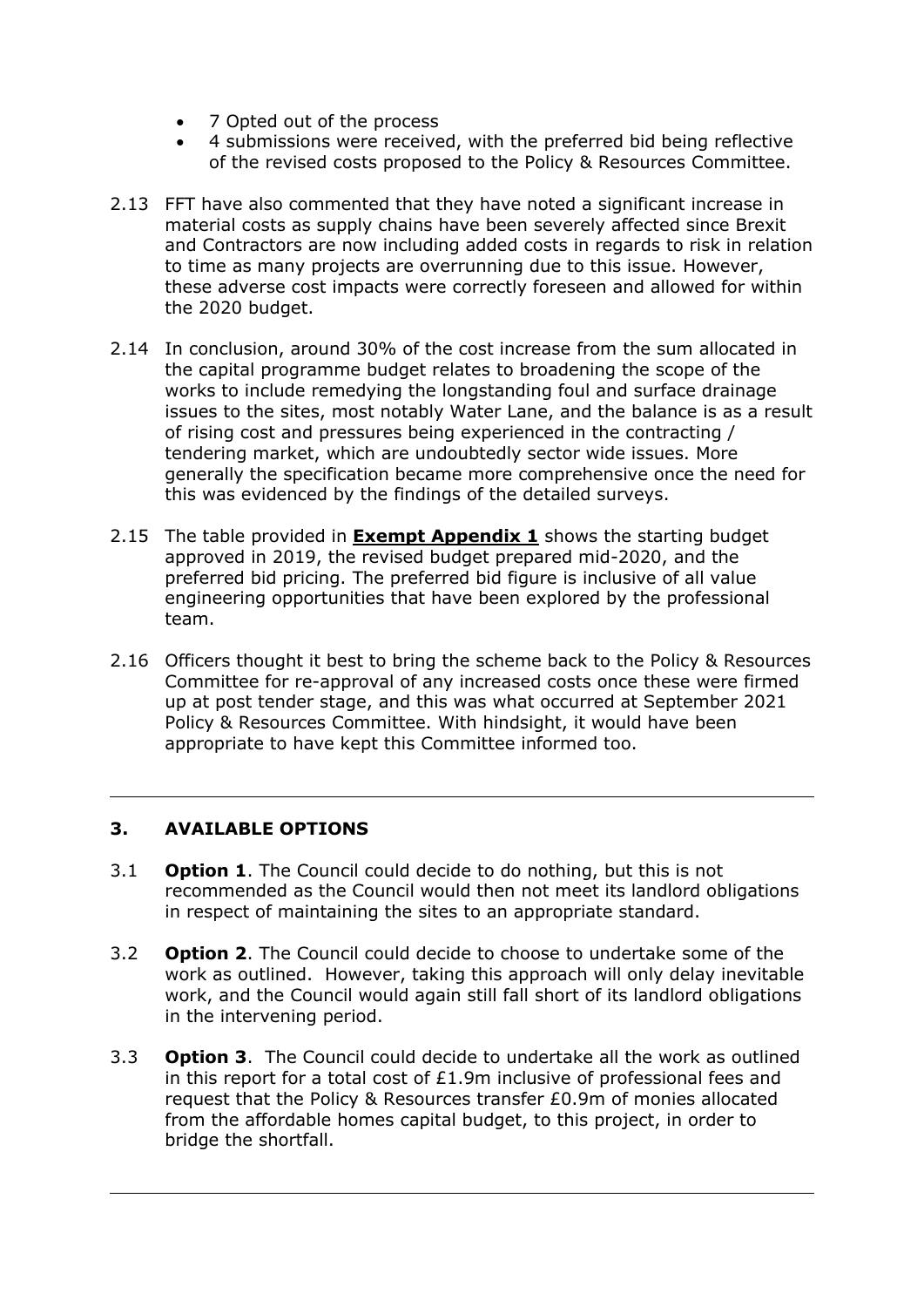- 7 Opted out of the process
- 4 submissions were received, with the preferred bid being reflective of the revised costs proposed to the Policy & Resources Committee.

2.13 FFT have also commented that they have noted a significant increase in material costs as supply chains have been severely affected since Brexit and Contractors are now including added costs in regards to risk in relation to time as many projects are overrunning due to this issue. However, these adverse cost impacts were correctly foreseen and allowed for within the 2020 budget.

2.14 In conclusion, around 30% of the cost increase from the sum allocated in the capital programme budget relates to broadening the scope of the works to include remedying the longstanding foul and surface drainage issues to the sites, most notably Water Lane, and the balance is as a result of rising cost and pressures being experienced in the contracting / tendering market, which are undoubtedly sector wide issues. More generally the specification became more comprehensive once the need for this was evidenced by the findings of the detailed surveys.

2.15 The table provided in **Exempt Appendix 1** shows the starting budget approved in 2019, the revised budget prepared mid-2020, and the preferred bid pricing. The preferred bid figure is inclusive of all value engineering opportunities that have been explored by the professional team.

2.16 Officers thought it best to bring the scheme back to the Policy & Resources Committee for re-approval of any increased costs once these were firmed up at post tender stage, and this was what occurred at September 2021 Policy & Resources Committee. With hindsight, it would have been appropriate to have kept this Committee informed too.

---

## 3. AVAILABLE OPTIONS

3.1 **Option 1**. The Council could decide to do nothing, but this is not recommended as the Council would then not meet its landlord obligations in respect of maintaining the sites to an appropriate standard.

3.2 **Option 2**. The Council could decide to choose to undertake some of the work as outlined. However, taking this approach will only delay inevitable work, and the Council would again still fall short of its landlord obligations in the intervening period.

3.3 **Option 3**. The Council could decide to undertake all the work as outlined in this report for a total cost of £1.9m inclusive of professional fees and request that the Policy & Resources transfer £0.9m of monies allocated from the affordable homes capital budget, to this project, in order to bridge the shortfall.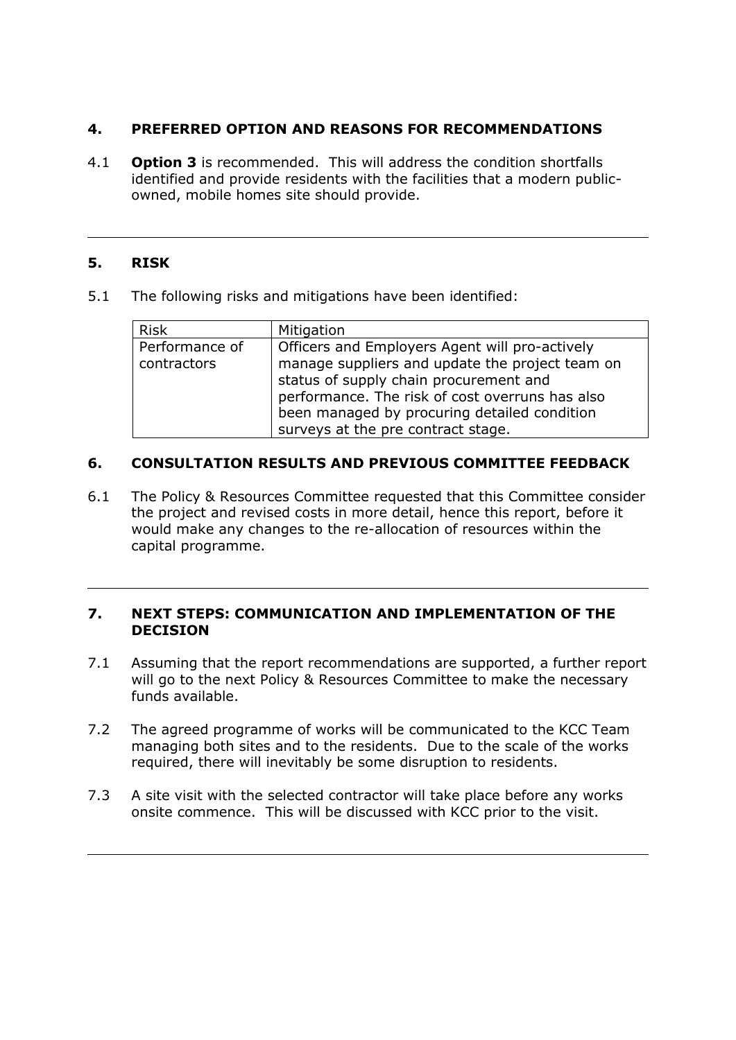## 4. PREFERRED OPTION AND REASONS FOR RECOMMENDATIONS

4.1 **Option 3** is recommended. This will address the condition shortfalls identified and provide residents with the facilities that a modern public-owned, mobile homes site should provide.

---

## 5. RISK

5.1 The following risks and mitigations have been identified:

| Risk | Mitigation |
|---|---|
| Performance of contractors | Officers and Employers Agent will pro-actively manage suppliers and update the project team on status of supply chain procurement and performance. The risk of cost overruns has also been managed by procuring detailed condition surveys at the pre contract stage. |

## 6. CONSULTATION RESULTS AND PREVIOUS COMMITTEE FEEDBACK

6.1 The Policy & Resources Committee requested that this Committee consider the project and revised costs in more detail, hence this report, before it would make any changes to the re-allocation of resources within the capital programme.

---

## 7. NEXT STEPS: COMMUNICATION AND IMPLEMENTATION OF THE DECISION

7.1 Assuming that the report recommendations are supported, a further report will go to the next Policy & Resources Committee to make the necessary funds available.

7.2 The agreed programme of works will be communicated to the KCC Team managing both sites and to the residents. Due to the scale of the works required, there will inevitably be some disruption to residents.

7.3 A site visit with the selected contractor will take place before any works onsite commence. This will be discussed with KCC prior to the visit.

---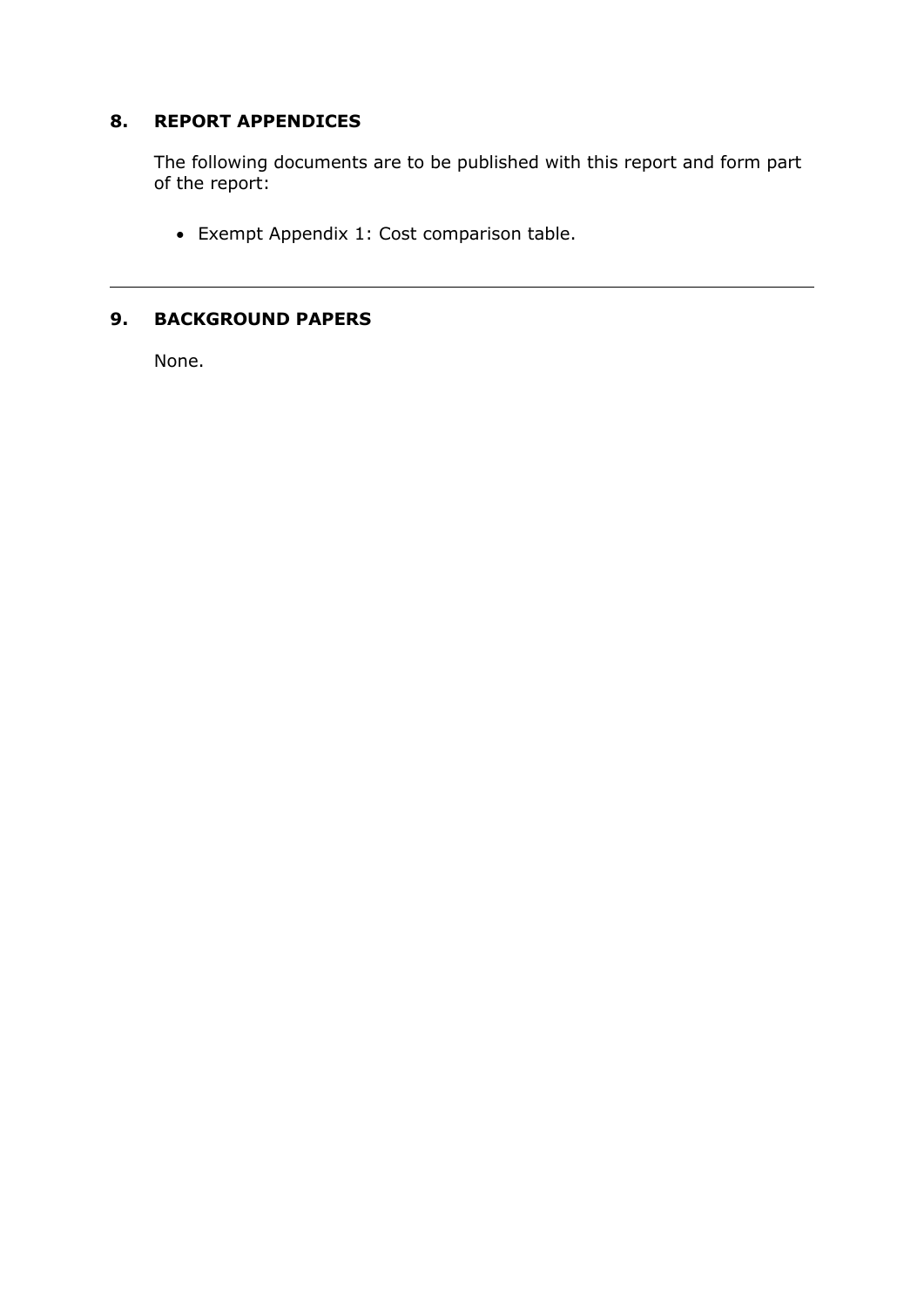## 8. REPORT APPENDICES

The following documents are to be published with this report and form part of the report:

- Exempt Appendix 1: Cost comparison table.

---

## 9. BACKGROUND PAPERS

None.